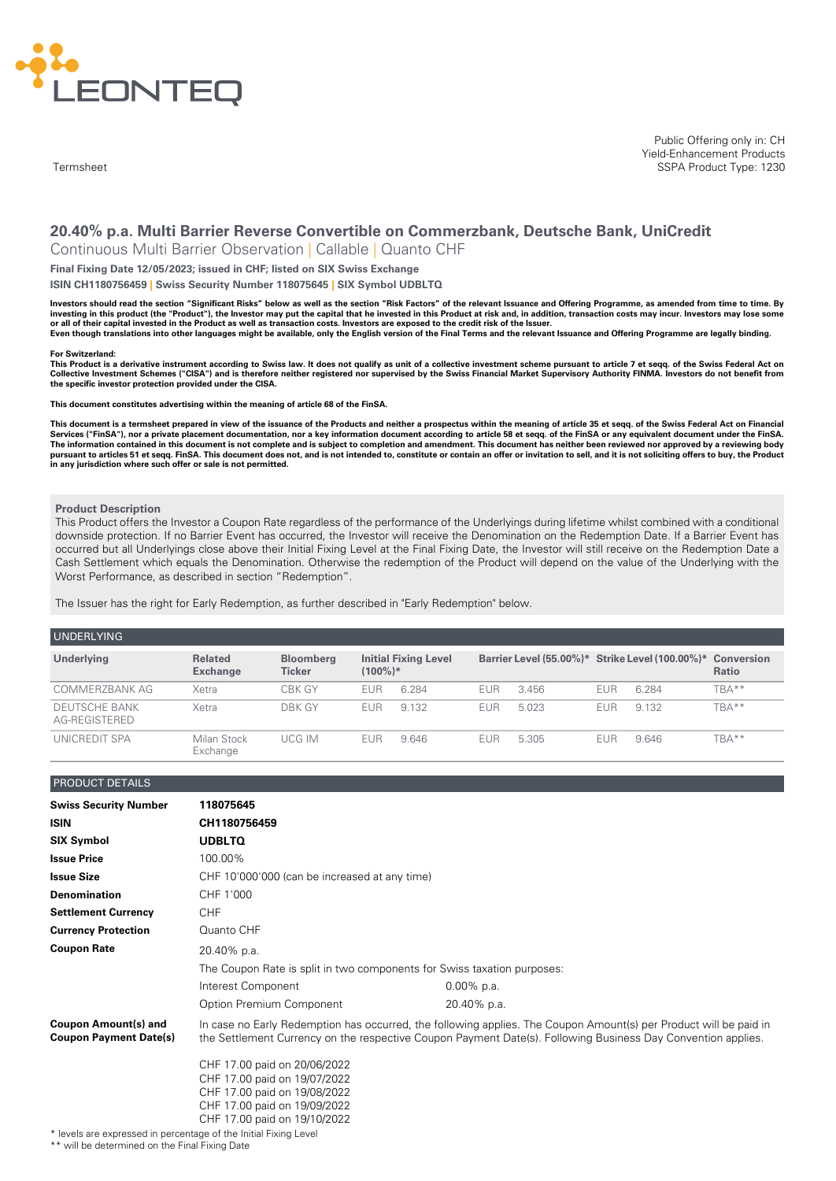LEONTEQ

Termsheet

Public Offering only in: CH
Yield-Enhancement Products
SSPA Product Type: 1230

# 20.40% p.a. Multi Barrier Reverse Convertible on Commerzbank, Deutsche Bank, UniCredit

Continuous Multi Barrier Observation | Callable | Quanto CHF

**Final Fixing Date 12/05/2023; issued in CHF; listed on SIX Swiss Exchange**

**ISIN CH1180756459 | Swiss Security Number 118075645 | SIX Symbol UDBLTQ**

**Investors should read the section "Significant Risks" below as well as the section "Risk Factors" of the relevant Issuance and Offering Programme, as amended from time to time. By investing in this product (the "Product"), the Investor may put the capital that he invested in this Product at risk and, in addition, transaction costs may incur. Investors may lose some or all of their capital invested in the Product as well as transaction costs. Investors are exposed to the credit risk of the Issuer.**
**Even though translations into other languages might be available, only the English version of the Final Terms and the relevant Issuance and Offering Programme are legally binding.**

**For Switzerland:**
**This Product is a derivative instrument according to Swiss law. It does not qualify as unit of a collective investment scheme pursuant to article 7 et seqq. of the Swiss Federal Act on Collective Investment Schemes ("CISA") and is therefore neither registered nor supervised by the Swiss Financial Market Supervisory Authority FINMA. Investors do not benefit from the specific investor protection provided under the CISA.**

**This document constitutes advertising within the meaning of article 68 of the FinSA.**

**This document is a termsheet prepared in view of the issuance of the Products and neither a prospectus within the meaning of article 35 et seqq. of the Swiss Federal Act on Financial Services ("FinSA"), nor a private placement documentation, nor a key information document according to article 58 et seqq. of the FinSA or any equivalent document under the FinSA. The information contained in this document is not complete and is subject to completion and amendment. This document has neither been reviewed nor approved by a reviewing body pursuant to articles 51 et seqq. FinSA. This document does not, and is not intended to, constitute or contain an offer or invitation to sell, and it is not soliciting offers to buy, the Product in any jurisdiction where such offer or sale is not permitted.**

## Product Description

This Product offers the Investor a Coupon Rate regardless of the performance of the Underlyings during lifetime whilst combined with a conditional downside protection. If no Barrier Event has occurred, the Investor will receive the Denomination on the Redemption Date. If a Barrier Event has occurred but all Underlyings close above their Initial Fixing Level at the Final Fixing Date, the Investor will still receive on the Redemption Date a Cash Settlement which equals the Denomination. Otherwise the redemption of the Product will depend on the value of the Underlying with the Worst Performance, as described in section "Redemption".

The Issuer has the right for Early Redemption, as further described in "Early Redemption" below.

## UNDERLYING

| Underlying | Related Exchange | Bloomberg Ticker | Initial Fixing Level (100%)* | Barrier Level (55.00%)* | Strike Level (100.00%)* | Conversion Ratio |
|---|---|---|---|---|---|---|
| COMMERZBANK AG | Xetra | CBK GY | EUR 6.284 | EUR 3.456 | EUR 6.284 | TBA** |
| DEUTSCHE BANK AG-REGISTERED | Xetra | DBK GY | EUR 9.132 | EUR 5.023 | EUR 9.132 | TBA** |
| UNICREDIT SPA | Milan Stock Exchange | UCG IM | EUR 9.646 | EUR 5.305 | EUR 9.646 | TBA** |

## PRODUCT DETAILS

| | |
|---|---|
| **Swiss Security Number** | **118075645** |
| **ISIN** | **CH1180756459** |
| **SIX Symbol** | **UDBLTQ** |
| **Issue Price** | 100.00% |
| **Issue Size** | CHF 10'000'000 (can be increased at any time) |
| **Denomination** | CHF 1'000 |
| **Settlement Currency** | CHF |
| **Currency Protection** | Quanto CHF |
| **Coupon Rate** | 20.40% p.a. |

The Coupon Rate is split in two components for Swiss taxation purposes:

| | |
|---|---|
| Interest Component | 0.00% p.a. |
| Option Premium Component | 20.40% p.a. |

**Coupon Amount(s) and Coupon Payment Date(s)**

In case no Early Redemption has occurred, the following applies. The Coupon Amount(s) per Product will be paid in the Settlement Currency on the respective Coupon Payment Date(s). Following Business Day Convention applies.

CHF 17.00 paid on 20/06/2022
CHF 17.00 paid on 19/07/2022
CHF 17.00 paid on 19/08/2022
CHF 17.00 paid on 19/09/2022
CHF 17.00 paid on 19/10/2022

\* levels are expressed in percentage of the Initial Fixing Level
\** will be determined on the Final Fixing Date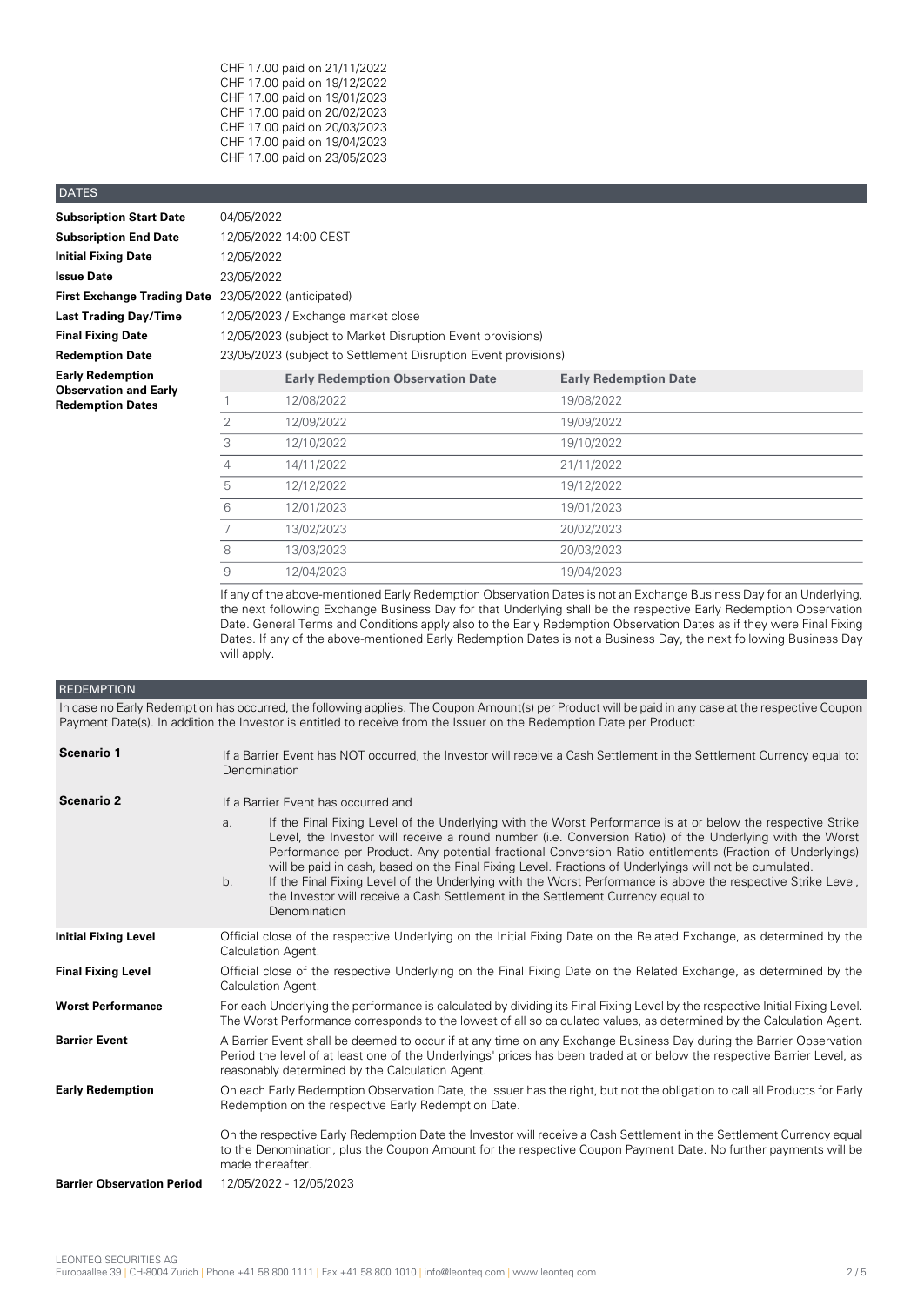CHF 17.00 paid on 21/11/2022
CHF 17.00 paid on 19/12/2022
CHF 17.00 paid on 19/01/2023
CHF 17.00 paid on 20/02/2023
CHF 17.00 paid on 20/03/2023
CHF 17.00 paid on 19/04/2023
CHF 17.00 paid on 23/05/2023

## DATES

| | |
|---|---|
| **Subscription Start Date** | 04/05/2022 |
| **Subscription End Date** | 12/05/2022 14:00 CEST |
| **Initial Fixing Date** | 12/05/2022 |
| **Issue Date** | 23/05/2022 |
| **First Exchange Trading Date** | 23/05/2022 (anticipated) |
| **Last Trading Day/Time** | 12/05/2023 / Exchange market close |
| **Final Fixing Date** | 12/05/2023 (subject to Market Disruption Event provisions) |
| **Redemption Date** | 23/05/2023 (subject to Settlement Disruption Event provisions) |

**Early Redemption Observation and Early Redemption Dates**

| | Early Redemption Observation Date | Early Redemption Date |
|---|---|---|
| 1 | 12/08/2022 | 19/08/2022 |
| 2 | 12/09/2022 | 19/09/2022 |
| 3 | 12/10/2022 | 19/10/2022 |
| 4 | 14/11/2022 | 21/11/2022 |
| 5 | 12/12/2022 | 19/12/2022 |
| 6 | 12/01/2023 | 19/01/2023 |
| 7 | 13/02/2023 | 20/02/2023 |
| 8 | 13/03/2023 | 20/03/2023 |
| 9 | 12/04/2023 | 19/04/2023 |

If any of the above-mentioned Early Redemption Observation Dates is not an Exchange Business Day for an Underlying, the next following Exchange Business Day for that Underlying shall be the respective Early Redemption Observation Date. General Terms and Conditions apply also to the Early Redemption Observation Dates as if they were Final Fixing Dates. If any of the above-mentioned Early Redemption Dates is not a Business Day, the next following Business Day will apply.

## REDEMPTION

In case no Early Redemption has occurred, the following applies. The Coupon Amount(s) per Product will be paid in any case at the respective Coupon Payment Date(s). In addition the Investor is entitled to receive from the Issuer on the Redemption Date per Product:

**Scenario 1**

If a Barrier Event has NOT occurred, the Investor will receive a Cash Settlement in the Settlement Currency equal to: Denomination

**Scenario 2**

If a Barrier Event has occurred and

a. If the Final Fixing Level of the Underlying with the Worst Performance is at or below the respective Strike Level, the Investor will receive a round number (i.e. Conversion Ratio) of the Underlying with the Worst Performance per Product. Any potential fractional Conversion Ratio entitlements (Fraction of Underlyings) will be paid in cash, based on the Final Fixing Level. Fractions of Underlyings will not be cumulated.

b. If the Final Fixing Level of the Underlying with the Worst Performance is above the respective Strike Level, the Investor will receive a Cash Settlement in the Settlement Currency equal to: Denomination

**Initial Fixing Level**

Official close of the respective Underlying on the Initial Fixing Date on the Related Exchange, as determined by the Calculation Agent.

**Final Fixing Level**

Official close of the respective Underlying on the Final Fixing Date on the Related Exchange, as determined by the Calculation Agent.

**Worst Performance**

For each Underlying the performance is calculated by dividing its Final Fixing Level by the respective Initial Fixing Level. The Worst Performance corresponds to the lowest of all so calculated values, as determined by the Calculation Agent.

**Barrier Event**

A Barrier Event shall be deemed to occur if at any time on any Exchange Business Day during the Barrier Observation Period the level of at least one of the Underlyings' prices has been traded at or below the respective Barrier Level, as reasonably determined by the Calculation Agent.

**Early Redemption**

On each Early Redemption Observation Date, the Issuer has the right, but not the obligation to call all Products for Early Redemption on the respective Early Redemption Date.

On the respective Early Redemption Date the Investor will receive a Cash Settlement in the Settlement Currency equal to the Denomination, plus the Coupon Amount for the respective Coupon Payment Date. No further payments will be made thereafter.

**Barrier Observation Period**

12/05/2022 - 12/05/2023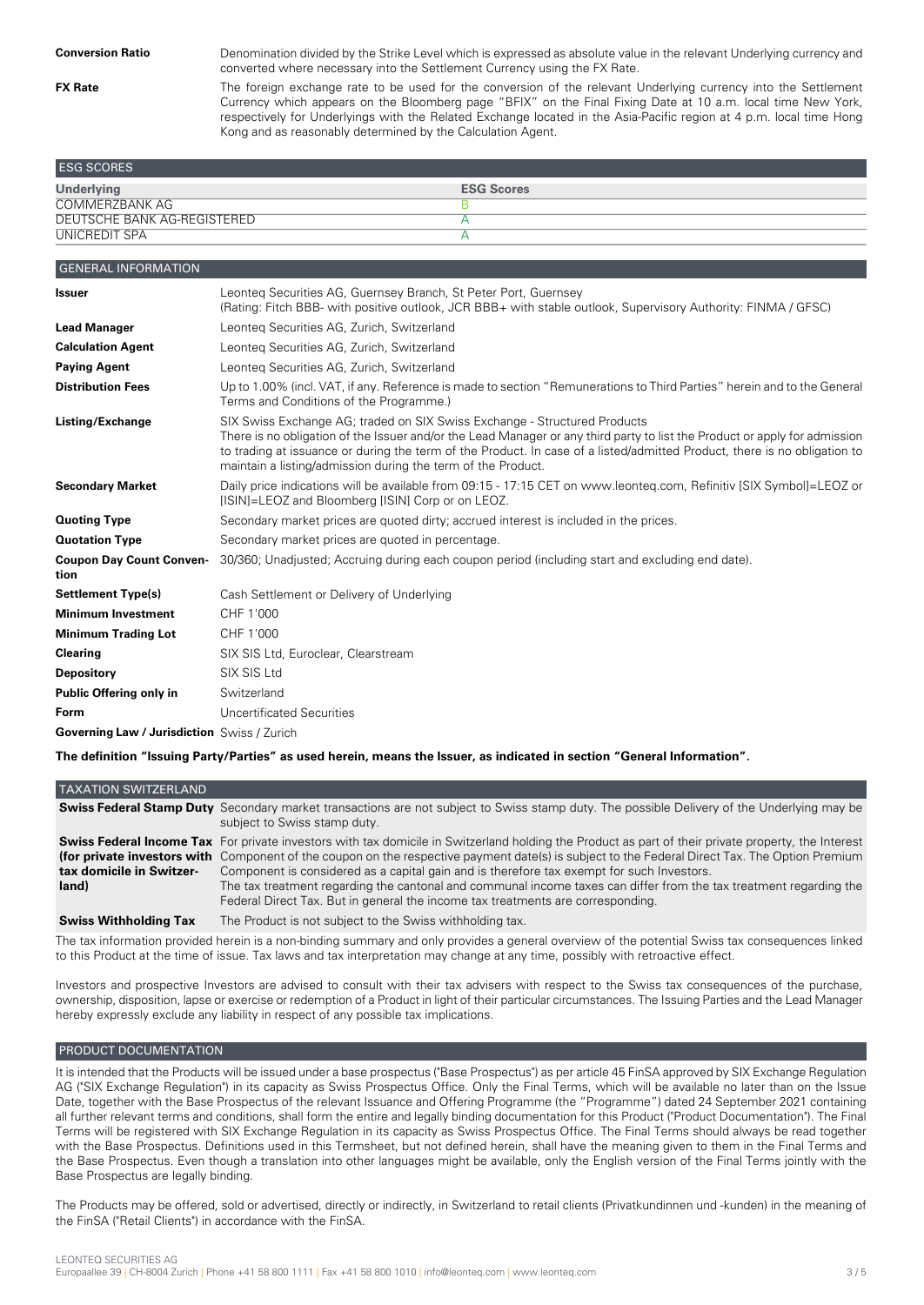| | |
|---|---|
| **Conversion Ratio** | Denomination divided by the Strike Level which is expressed as absolute value in the relevant Underlying currency and converted where necessary into the Settlement Currency using the FX Rate. |
| **FX Rate** | The foreign exchange rate to be used for the conversion of the relevant Underlying currency into the Settlement Currency which appears on the Bloomberg page "BFIX" on the Final Fixing Date at 10 a.m. local time New York, respectively for Underlyings with the Related Exchange located in the Asia-Pacific region at 4 p.m. local time Hong Kong and as reasonably determined by the Calculation Agent. |

## ESG SCORES

| Underlying | ESG Scores |
|---|---|
| COMMERZBANK AG | B |
| DEUTSCHE BANK AG-REGISTERED | A |
| UNICREDIT SPA | A |

## GENERAL INFORMATION

| | |
|---|---|
| **Issuer** | Leonteq Securities AG, Guernsey Branch, St Peter Port, Guernsey<br>(Rating: Fitch BBB- with positive outlook, JCR BBB+ with stable outlook, Supervisory Authority: FINMA / GFSC) |
| **Lead Manager** | Leonteq Securities AG, Zurich, Switzerland |
| **Calculation Agent** | Leonteq Securities AG, Zurich, Switzerland |
| **Paying Agent** | Leonteq Securities AG, Zurich, Switzerland |
| **Distribution Fees** | Up to 1.00% (incl. VAT, if any. Reference is made to section "Remunerations to Third Parties" herein and to the General Terms and Conditions of the Programme.) |
| **Listing/Exchange** | SIX Swiss Exchange AG; traded on SIX Swiss Exchange - Structured Products<br>There is no obligation of the Issuer and/or the Lead Manager or any third party to list the Product or apply for admission to trading at issuance or during the term of the Product. In case of a listed/admitted Product, there is no obligation to maintain a listing/admission during the term of the Product. |
| **Secondary Market** | Daily price indications will be available from 09:15 - 17:15 CET on www.leonteq.com, Refinitiv [SIX Symbol]=LEOZ or [ISIN]=LEOZ and Bloomberg [ISIN] Corp or on LEOZ. |
| **Quoting Type** | Secondary market prices are quoted dirty; accrued interest is included in the prices. |
| **Quotation Type** | Secondary market prices are quoted in percentage. |
| **Coupon Day Count Convention** | 30/360; Unadjusted; Accruing during each coupon period (including start and excluding end date). |
| **Settlement Type(s)** | Cash Settlement or Delivery of Underlying |
| **Minimum Investment** | CHF 1'000 |
| **Minimum Trading Lot** | CHF 1'000 |
| **Clearing** | SIX SIS Ltd, Euroclear, Clearstream |
| **Depository** | SIX SIS Ltd |
| **Public Offering only in** | Switzerland |
| **Form** | Uncertificated Securities |
| **Governing Law / Jurisdiction** | Swiss / Zurich |

**The definition "Issuing Party/Parties" as used herein, means the Issuer, as indicated in section "General Information".**

## TAXATION SWITZERLAND

| | |
|---|---|
| **Swiss Federal Stamp Duty** | Secondary market transactions are not subject to Swiss stamp duty. The possible Delivery of the Underlying may be subject to Swiss stamp duty. |
| **Swiss Federal Income Tax (for private investors with tax domicile in Switzerland)** | For private investors with tax domicile in Switzerland holding the Product as part of their private property, the Interest Component of the coupon on the respective payment date(s) is subject to the Federal Direct Tax. The Option Premium Component is considered as a capital gain and is therefore tax exempt for such Investors.<br>The tax treatment regarding the cantonal and communal income taxes can differ from the tax treatment regarding the Federal Direct Tax. But in general the income tax treatments are corresponding. |
| **Swiss Withholding Tax** | The Product is not subject to the Swiss withholding tax. |

The tax information provided herein is a non-binding summary and only provides a general overview of the potential Swiss tax consequences linked to this Product at the time of issue. Tax laws and tax interpretation may change at any time, possibly with retroactive effect.

Investors and prospective Investors are advised to consult with their tax advisers with respect to the Swiss tax consequences of the purchase, ownership, disposition, lapse or exercise or redemption of a Product in light of their particular circumstances. The Issuing Parties and the Lead Manager hereby expressly exclude any liability in respect of any possible tax implications.

## PRODUCT DOCUMENTATION

It is intended that the Products will be issued under a base prospectus ("Base Prospectus") as per article 45 FinSA approved by SIX Exchange Regulation AG ("SIX Exchange Regulation") in its capacity as Swiss Prospectus Office. Only the Final Terms, which will be available no later than on the Issue Date, together with the Base Prospectus of the relevant Issuance and Offering Programme (the "Programme") dated 24 September 2021 containing all further relevant terms and conditions, shall form the entire and legally binding documentation for this Product ("Product Documentation"). The Final Terms will be registered with SIX Exchange Regulation in its capacity as Swiss Prospectus Office. The Final Terms should always be read together with the Base Prospectus. Definitions used in this Termsheet, but not defined herein, shall have the meaning given to them in the Final Terms and the Base Prospectus. Even though a translation into other languages might be available, only the English version of the Final Terms jointly with the Base Prospectus are legally binding.

The Products may be offered, sold or advertised, directly or indirectly, in Switzerland to retail clients (Privatkundinnen und -kunden) in the meaning of the FinSA ("Retail Clients") in accordance with the FinSA.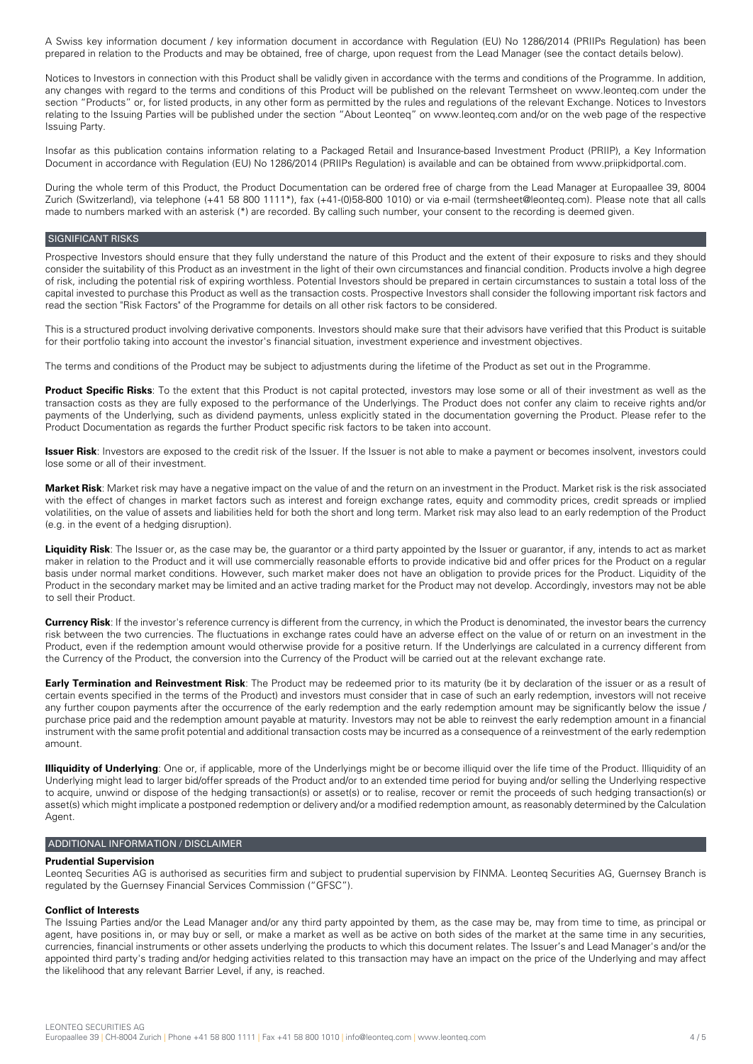A Swiss key information document / key information document in accordance with Regulation (EU) No 1286/2014 (PRIIPs Regulation) has been prepared in relation to the Products and may be obtained, free of charge, upon request from the Lead Manager (see the contact details below).

Notices to Investors in connection with this Product shall be validly given in accordance with the terms and conditions of the Programme. In addition, any changes with regard to the terms and conditions of this Product will be published on the relevant Termsheet on www.leonteq.com under the section "Products" or, for listed products, in any other form as permitted by the rules and regulations of the relevant Exchange. Notices to Investors relating to the Issuing Parties will be published under the section "About Leonteq" on www.leonteq.com and/or on the web page of the respective Issuing Party.

Insofar as this publication contains information relating to a Packaged Retail and Insurance-based Investment Product (PRIIP), a Key Information Document in accordance with Regulation (EU) No 1286/2014 (PRIIPs Regulation) is available and can be obtained from www.priipkidportal.com.

During the whole term of this Product, the Product Documentation can be ordered free of charge from the Lead Manager at Europaallee 39, 8004 Zurich (Switzerland), via telephone (+41 58 800 1111*), fax (+41-(0)58-800 1010) or via e-mail (termsheet@leonteq.com). Please note that all calls made to numbers marked with an asterisk (*) are recorded. By calling such number, your consent to the recording is deemed given.

## SIGNIFICANT RISKS

Prospective Investors should ensure that they fully understand the nature of this Product and the extent of their exposure to risks and they should consider the suitability of this Product as an investment in the light of their own circumstances and financial condition. Products involve a high degree of risk, including the potential risk of expiring worthless. Potential Investors should be prepared in certain circumstances to sustain a total loss of the capital invested to purchase this Product as well as the transaction costs. Prospective Investors shall consider the following important risk factors and read the section "Risk Factors" of the Programme for details on all other risk factors to be considered.

This is a structured product involving derivative components. Investors should make sure that their advisors have verified that this Product is suitable for their portfolio taking into account the investor's financial situation, investment experience and investment objectives.

The terms and conditions of the Product may be subject to adjustments during the lifetime of the Product as set out in the Programme.

**Product Specific Risks**: To the extent that this Product is not capital protected, investors may lose some or all of their investment as well as the transaction costs as they are fully exposed to the performance of the Underlyings. The Product does not confer any claim to receive rights and/or payments of the Underlying, such as dividend payments, unless explicitly stated in the documentation governing the Product. Please refer to the Product Documentation as regards the further Product specific risk factors to be taken into account.

**Issuer Risk**: Investors are exposed to the credit risk of the Issuer. If the Issuer is not able to make a payment or becomes insolvent, investors could lose some or all of their investment.

**Market Risk**: Market risk may have a negative impact on the value of and the return on an investment in the Product. Market risk is the risk associated with the effect of changes in market factors such as interest and foreign exchange rates, equity and commodity prices, credit spreads or implied volatilities, on the value of assets and liabilities held for both the short and long term. Market risk may also lead to an early redemption of the Product (e.g. in the event of a hedging disruption).

**Liquidity Risk**: The Issuer or, as the case may be, the guarantor or a third party appointed by the Issuer or guarantor, if any, intends to act as market maker in relation to the Product and it will use commercially reasonable efforts to provide indicative bid and offer prices for the Product on a regular basis under normal market conditions. However, such market maker does not have an obligation to provide prices for the Product. Liquidity of the Product in the secondary market may be limited and an active trading market for the Product may not develop. Accordingly, investors may not be able to sell their Product.

**Currency Risk**: If the investor's reference currency is different from the currency, in which the Product is denominated, the investor bears the currency risk between the two currencies. The fluctuations in exchange rates could have an adverse effect on the value of or return on an investment in the Product, even if the redemption amount would otherwise provide for a positive return. If the Underlyings are calculated in a currency different from the Currency of the Product, the conversion into the Currency of the Product will be carried out at the relevant exchange rate.

**Early Termination and Reinvestment Risk**: The Product may be redeemed prior to its maturity (be it by declaration of the issuer or as a result of certain events specified in the terms of the Product) and investors must consider that in case of such an early redemption, investors will not receive any further coupon payments after the occurrence of the early redemption and the early redemption amount may be significantly below the issue / purchase price paid and the redemption amount payable at maturity. Investors may not be able to reinvest the early redemption amount in a financial instrument with the same profit potential and additional transaction costs may be incurred as a consequence of a reinvestment of the early redemption amount.

**Illiquidity of Underlying**: One or, if applicable, more of the Underlyings might be or become illiquid over the life time of the Product. Illiquidity of an Underlying might lead to larger bid/offer spreads of the Product and/or to an extended time period for buying and/or selling the Underlying respective to acquire, unwind or dispose of the hedging transaction(s) or asset(s) or to realise, recover or remit the proceeds of such hedging transaction(s) or asset(s) which might implicate a postponed redemption or delivery and/or a modified redemption amount, as reasonably determined by the Calculation Agent.

## ADDITIONAL INFORMATION / DISCLAIMER

**Prudential Supervision**

Leonteq Securities AG is authorised as securities firm and subject to prudential supervision by FINMA. Leonteq Securities AG, Guernsey Branch is regulated by the Guernsey Financial Services Commission ("GFSC").

**Conflict of Interests**

The Issuing Parties and/or the Lead Manager and/or any third party appointed by them, as the case may be, may from time to time, as principal or agent, have positions in, or may buy or sell, or make a market as well as be active on both sides of the market at the same time in any securities, currencies, financial instruments or other assets underlying the products to which this document relates. The Issuer's and Lead Manager's and/or the appointed third party's trading and/or hedging activities related to this transaction may have an impact on the price of the Underlying and may affect the likelihood that any relevant Barrier Level, if any, is reached.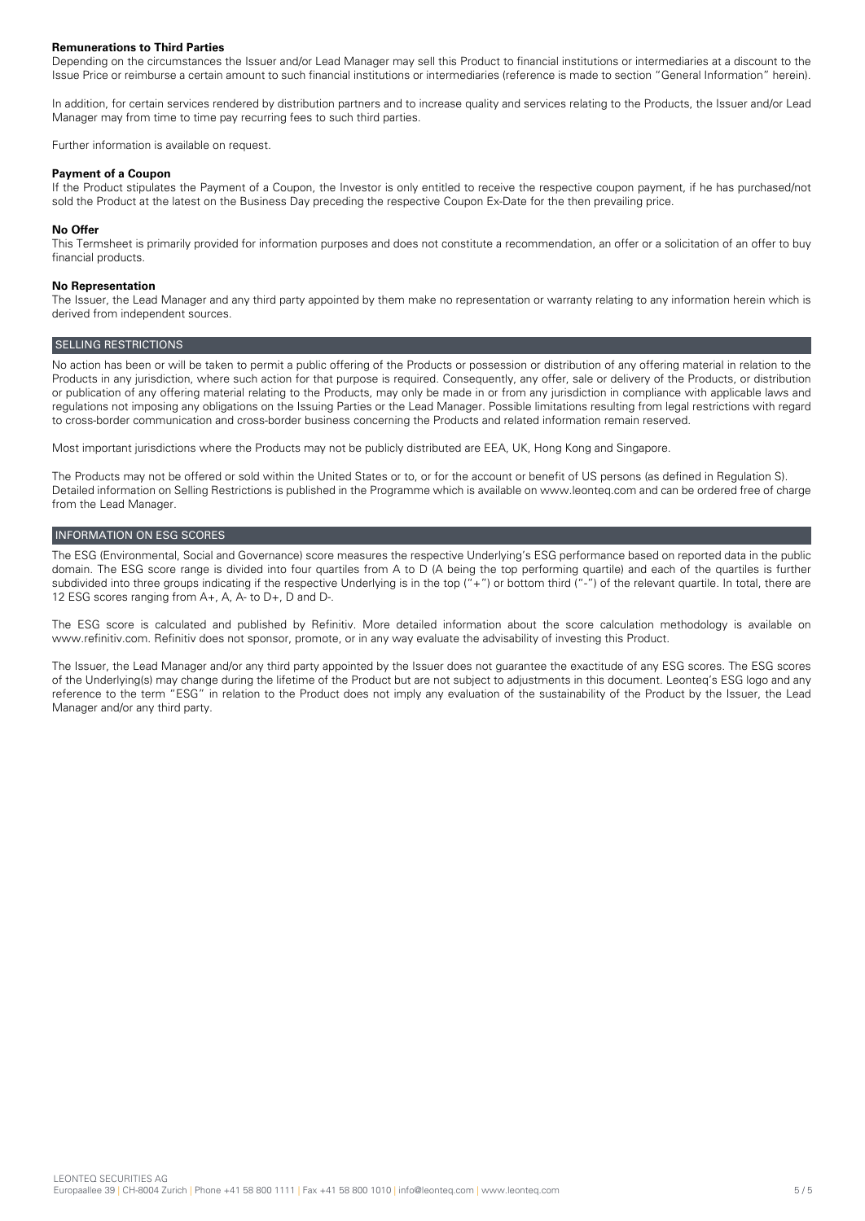**Remunerations to Third Parties**

Depending on the circumstances the Issuer and/or Lead Manager may sell this Product to financial institutions or intermediaries at a discount to the Issue Price or reimburse a certain amount to such financial institutions or intermediaries (reference is made to section "General Information" herein).

In addition, for certain services rendered by distribution partners and to increase quality and services relating to the Products, the Issuer and/or Lead Manager may from time to time pay recurring fees to such third parties.

Further information is available on request.

**Payment of a Coupon**

If the Product stipulates the Payment of a Coupon, the Investor is only entitled to receive the respective coupon payment, if he has purchased/not sold the Product at the latest on the Business Day preceding the respective Coupon Ex-Date for the then prevailing price.

**No Offer**

This Termsheet is primarily provided for information purposes and does not constitute a recommendation, an offer or a solicitation of an offer to buy financial products.

**No Representation**

The Issuer, the Lead Manager and any third party appointed by them make no representation or warranty relating to any information herein which is derived from independent sources.

## SELLING RESTRICTIONS

No action has been or will be taken to permit a public offering of the Products or possession or distribution of any offering material in relation to the Products in any jurisdiction, where such action for that purpose is required. Consequently, any offer, sale or delivery of the Products, or distribution or publication of any offering material relating to the Products, may only be made in or from any jurisdiction in compliance with applicable laws and regulations not imposing any obligations on the Issuing Parties or the Lead Manager. Possible limitations resulting from legal restrictions with regard to cross-border communication and cross-border business concerning the Products and related information remain reserved.

Most important jurisdictions where the Products may not be publicly distributed are EEA, UK, Hong Kong and Singapore.

The Products may not be offered or sold within the United States or to, or for the account or benefit of US persons (as defined in Regulation S).
Detailed information on Selling Restrictions is published in the Programme which is available on www.leonteq.com and can be ordered free of charge from the Lead Manager.

## INFORMATION ON ESG SCORES

The ESG (Environmental, Social and Governance) score measures the respective Underlying's ESG performance based on reported data in the public domain. The ESG score range is divided into four quartiles from A to D (A being the top performing quartile) and each of the quartiles is further subdivided into three groups indicating if the respective Underlying is in the top ("+") or bottom third ("-") of the relevant quartile. In total, there are 12 ESG scores ranging from A+, A, A- to D+, D and D-.

The ESG score is calculated and published by Refinitiv. More detailed information about the score calculation methodology is available on www.refinitiv.com. Refinitiv does not sponsor, promote, or in any way evaluate the advisability of investing this Product.

The Issuer, the Lead Manager and/or any third party appointed by the Issuer does not guarantee the exactitude of any ESG scores. The ESG scores of the Underlying(s) may change during the lifetime of the Product but are not subject to adjustments in this document. Leonteq's ESG logo and any reference to the term "ESG" in relation to the Product does not imply any evaluation of the sustainability of the Product by the Issuer, the Lead Manager and/or any third party.